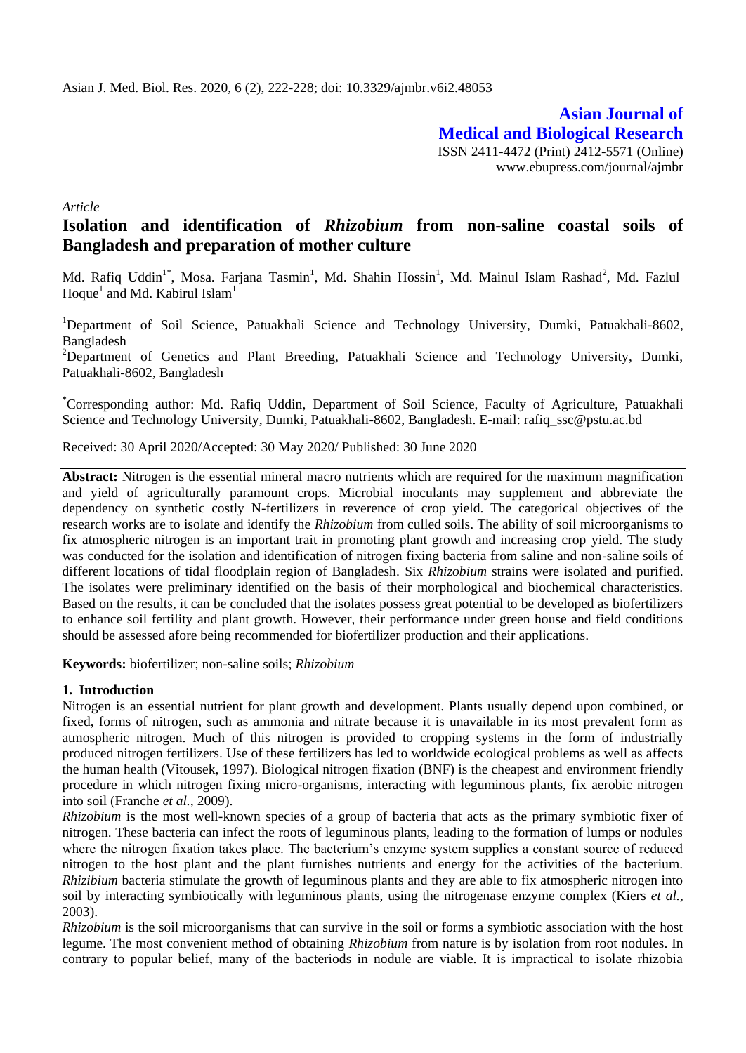Asian J. Med. Biol. Res. 2020, 6 (2), 222-228; doi: 10.3329/ajmbr.v6i2.48053

**Asian Journal of Medical and Biological Research**
ISSN 2411-4472 (Print) 2412-5571 (Online)
www.ebupress.com/journal/ajmbr

*Article*

# Isolation and identification of *Rhizobium* from non-saline coastal soils of Bangladesh and preparation of mother culture

Md. Rafiq Uddin[1*], Mosa. Farjana Tasmin[1], Md. Shahin Hossin[1], Md. Mainul Islam Rashad[2], Md. Fazlul Hoque[1] and Md. Kabirul Islam[1]

[1]Department of Soil Science, Patuakhali Science and Technology University, Dumki, Patuakhali-8602, Bangladesh

[2]Department of Genetics and Plant Breeding, Patuakhali Science and Technology University, Dumki, Patuakhali-8602, Bangladesh

[*]Corresponding author: Md. Rafiq Uddin, Department of Soil Science, Faculty of Agriculture, Patuakhali Science and Technology University, Dumki, Patuakhali-8602, Bangladesh. E-mail: rafiq_ssc@pstu.ac.bd

Received: 30 April 2020/Accepted: 30 May 2020/ Published: 30 June 2020

**Abstract:** Nitrogen is the essential mineral macro nutrients which are required for the maximum magnification and yield of agriculturally paramount crops. Microbial inoculants may supplement and abbreviate the dependency on synthetic costly N-fertilizers in reverence of crop yield. The categorical objectives of the research works are to isolate and identify the *Rhizobium* from culled soils. The ability of soil microorganisms to fix atmospheric nitrogen is an important trait in promoting plant growth and increasing crop yield. The study was conducted for the isolation and identification of nitrogen fixing bacteria from saline and non-saline soils of different locations of tidal floodplain region of Bangladesh. Six *Rhizobium* strains were isolated and purified. The isolates were preliminary identified on the basis of their morphological and biochemical characteristics. Based on the results, it can be concluded that the isolates possess great potential to be developed as biofertilizers to enhance soil fertility and plant growth. However, their performance under green house and field conditions should be assessed afore being recommended for biofertilizer production and their applications.

**Keywords:** biofertilizer; non-saline soils; *Rhizobium*

## 1. Introduction

Nitrogen is an essential nutrient for plant growth and development. Plants usually depend upon combined, or fixed, forms of nitrogen, such as ammonia and nitrate because it is unavailable in its most prevalent form as atmospheric nitrogen. Much of this nitrogen is provided to cropping systems in the form of industrially produced nitrogen fertilizers. Use of these fertilizers has led to worldwide ecological problems as well as affects the human health (Vitousek, 1997). Biological nitrogen fixation (BNF) is the cheapest and environment friendly procedure in which nitrogen fixing micro-organisms, interacting with leguminous plants, fix aerobic nitrogen into soil (Franche *et al.,* 2009).

*Rhizobium* is the most well-known species of a group of bacteria that acts as the primary symbiotic fixer of nitrogen. These bacteria can infect the roots of leguminous plants, leading to the formation of lumps or nodules where the nitrogen fixation takes place. The bacterium's enzyme system supplies a constant source of reduced nitrogen to the host plant and the plant furnishes nutrients and energy for the activities of the bacterium. *Rhizibium* bacteria stimulate the growth of leguminous plants and they are able to fix atmospheric nitrogen into soil by interacting symbiotically with leguminous plants, using the nitrogenase enzyme complex (Kiers *et al.,* 2003).

*Rhizobium* is the soil microorganisms that can survive in the soil or forms a symbiotic association with the host legume. The most convenient method of obtaining *Rhizobium* from nature is by isolation from root nodules. In contrary to popular belief, many of the bacteriods in nodule are viable. It is impractical to isolate rhizobia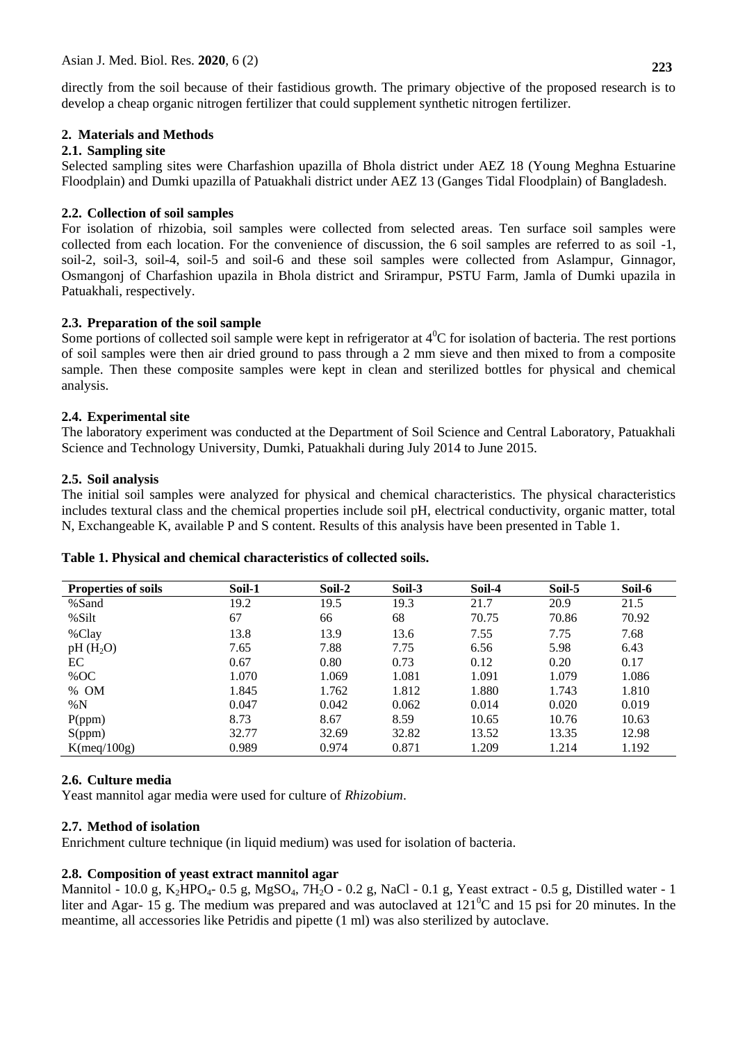directly from the soil because of their fastidious growth. The primary objective of the proposed research is to develop a cheap organic nitrogen fertilizer that could supplement synthetic nitrogen fertilizer.

## 2. Materials and Methods

### 2.1. Sampling site

Selected sampling sites were Charfashion upazilla of Bhola district under AEZ 18 (Young Meghna Estuarine Floodplain) and Dumki upazilla of Patuakhali district under AEZ 13 (Ganges Tidal Floodplain) of Bangladesh.

### 2.2. Collection of soil samples

For isolation of rhizobia, soil samples were collected from selected areas. Ten surface soil samples were collected from each location. For the convenience of discussion, the 6 soil samples are referred to as soil -1, soil-2, soil-3, soil-4, soil-5 and soil-6 and these soil samples were collected from Aslampur, Ginnagor, Osmangonj of Charfashion upazila in Bhola district and Srirampur, PSTU Farm, Jamla of Dumki upazila in Patuakhali, respectively.

### 2.3. Preparation of the soil sample

Some portions of collected soil sample were kept in refrigerator at $4^0$C for isolation of bacteria. The rest portions of soil samples were then air dried ground to pass through a 2 mm sieve and then mixed to from a composite sample. Then these composite samples were kept in clean and sterilized bottles for physical and chemical analysis.

### 2.4. Experimental site

The laboratory experiment was conducted at the Department of Soil Science and Central Laboratory, Patuakhali Science and Technology University, Dumki, Patuakhali during July 2014 to June 2015.

### 2.5. Soil analysis

The initial soil samples were analyzed for physical and chemical characteristics. The physical characteristics includes textural class and the chemical properties include soil pH, electrical conductivity, organic matter, total N, Exchangeable K, available P and S content. Results of this analysis have been presented in Table 1.

**Table 1. Physical and chemical characteristics of collected soils.**

| Properties of soils | Soil-1 | Soil-2 | Soil-3 | Soil-4 | Soil-5 | Soil-6 |
|---|---|---|---|---|---|---|
| %Sand | 19.2 | 19.5 | 19.3 | 21.7 | 20.9 | 21.5 |
| %Silt | 67 | 66 | 68 | 70.75 | 70.86 | 70.92 |
| %Clay | 13.8 | 13.9 | 13.6 | 7.55 | 7.75 | 7.68 |
| pH ($H_2O$) | 7.65 | 7.88 | 7.75 | 6.56 | 5.98 | 6.43 |
| EC | 0.67 | 0.80 | 0.73 | 0.12 | 0.20 | 0.17 |
| %OC | 1.070 | 1.069 | 1.081 | 1.091 | 1.079 | 1.086 |
| % OM | 1.845 | 1.762 | 1.812 | 1.880 | 1.743 | 1.810 |
| %N | 0.047 | 0.042 | 0.062 | 0.014 | 0.020 | 0.019 |
| P(ppm) | 8.73 | 8.67 | 8.59 | 10.65 | 10.76 | 10.63 |
| S(ppm) | 32.77 | 32.69 | 32.82 | 13.52 | 13.35 | 12.98 |
| K(meq/100g) | 0.989 | 0.974 | 0.871 | 1.209 | 1.214 | 1.192 |

### 2.6. Culture media

Yeast mannitol agar media were used for culture of *Rhizobium*.

### 2.7. Method of isolation

Enrichment culture technique (in liquid medium) was used for isolation of bacteria.

### 2.8. Composition of yeast extract mannitol agar

Mannitol - 10.0 g, $K_2HPO_4$- 0.5 g, $MgSO_4$, $7H_2O$ - 0.2 g, NaCl - 0.1 g, Yeast extract - 0.5 g, Distilled water - 1 liter and Agar- 15 g. The medium was prepared and was autoclaved at $121^0$C and 15 psi for 20 minutes. In the meantime, all accessories like Petridis and pipette (1 ml) was also sterilized by autoclave.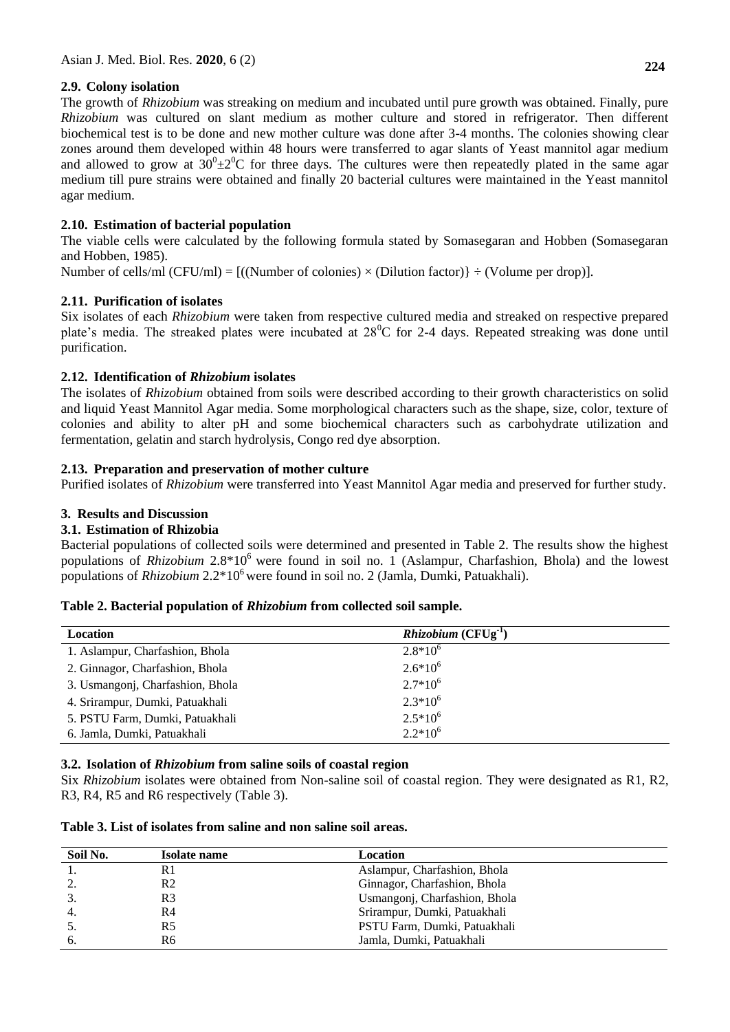### 2.9. Colony isolation

The growth of *Rhizobium* was streaking on medium and incubated until pure growth was obtained. Finally, pure *Rhizobium* was cultured on slant medium as mother culture and stored in refrigerator. Then different biochemical test is to be done and new mother culture was done after 3-4 months. The colonies showing clear zones around them developed within 48 hours were transferred to agar slants of Yeast mannitol agar medium and allowed to grow at $30^0 \pm 2^0$C for three days. The cultures were then repeatedly plated in the same agar medium till pure strains were obtained and finally 20 bacterial cultures were maintained in the Yeast mannitol agar medium.

### 2.10. Estimation of bacterial population

The viable cells were calculated by the following formula stated by Somasegaran and Hobben (Somasegaran and Hobben, 1985).

Number of cells/ml (CFU/ml) = [((Number of colonies) × (Dilution factor)} ÷ (Volume per drop)].

### 2.11. Purification of isolates

Six isolates of each *Rhizobium* were taken from respective cultured media and streaked on respective prepared plate's media. The streaked plates were incubated at $28^0$C for 2-4 days. Repeated streaking was done until purification.

### 2.12. Identification of *Rhizobium* isolates

The isolates of *Rhizobium* obtained from soils were described according to their growth characteristics on solid and liquid Yeast Mannitol Agar media. Some morphological characters such as the shape, size, color, texture of colonies and ability to alter pH and some biochemical characters such as carbohydrate utilization and fermentation, gelatin and starch hydrolysis, Congo red dye absorption.

### 2.13. Preparation and preservation of mother culture

Purified isolates of *Rhizobium* were transferred into Yeast Mannitol Agar media and preserved for further study.

## 3. Results and Discussion

### 3.1. Estimation of Rhizobia

Bacterial populations of collected soils were determined and presented in Table 2. The results show the highest populations of *Rhizobium* $2.8{*}10^6$ were found in soil no. 1 (Aslampur, Charfashion, Bhola) and the lowest populations of *Rhizobium* $2.2{*}10^6$ were found in soil no. 2 (Jamla, Dumki, Patuakhali).

**Table 2. Bacterial population of *Rhizobium* from collected soil sample.**

| Location | *Rhizobium* (CFUg$^{-1}$) |
|---|---|
| 1. Aslampur, Charfashion, Bhola | $2.8{*}10^6$ |
| 2. Ginnagor, Charfashion, Bhola | $2.6{*}10^6$ |
| 3. Usmangonj, Charfashion, Bhola | $2.7{*}10^6$ |
| 4. Srirampur, Dumki, Patuakhali | $2.3{*}10^6$ |
| 5. PSTU Farm, Dumki, Patuakhali | $2.5{*}10^6$ |
| 6. Jamla, Dumki, Patuakhali | $2.2{*}10^6$ |

### 3.2. Isolation of *Rhizobium* from saline soils of coastal region

Six *Rhizobium* isolates were obtained from Non-saline soil of coastal region. They were designated as R1, R2, R3, R4, R5 and R6 respectively (Table 3).

**Table 3. List of isolates from saline and non saline soil areas.**

| Soil No. | Isolate name | Location |
|---|---|---|
| 1. | R1 | Aslampur, Charfashion, Bhola |
| 2. | R2 | Ginnagor, Charfashion, Bhola |
| 3. | R3 | Usmangonj, Charfashion, Bhola |
| 4. | R4 | Srirampur, Dumki, Patuakhali |
| 5. | R5 | PSTU Farm, Dumki, Patuakhali |
| 6. | R6 | Jamla, Dumki, Patuakhali |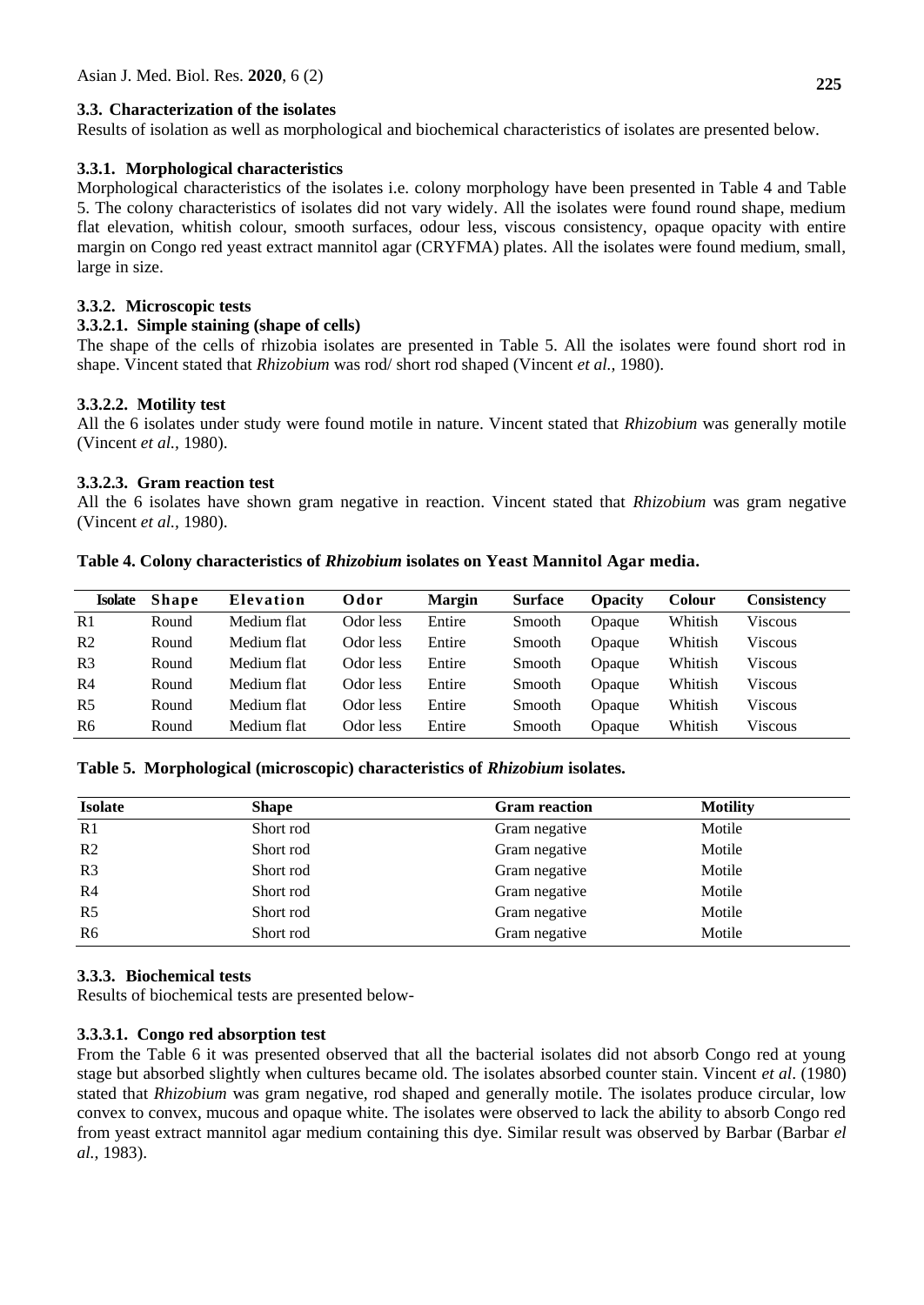### 3.3. Characterization of the isolates

Results of isolation as well as morphological and biochemical characteristics of isolates are presented below.

### 3.3.1. Morphological characteristics

Morphological characteristics of the isolates i.e. colony morphology have been presented in Table 4 and Table 5. The colony characteristics of isolates did not vary widely. All the isolates were found round shape, medium flat elevation, whitish colour, smooth surfaces, odour less, viscous consistency, opaque opacity with entire margin on Congo red yeast extract mannitol agar (CRYFMA) plates. All the isolates were found medium, small, large in size.

### 3.3.2. Microscopic tests

#### 3.3.2.1. Simple staining (shape of cells)

The shape of the cells of rhizobia isolates are presented in Table 5. All the isolates were found short rod in shape. Vincent stated that *Rhizobium* was rod/ short rod shaped (Vincent *et al.,* 1980).

#### 3.3.2.2. Motility test

All the 6 isolates under study were found motile in nature. Vincent stated that *Rhizobium* was generally motile (Vincent *et al.,* 1980).

#### 3.3.2.3. Gram reaction test

All the 6 isolates have shown gram negative in reaction. Vincent stated that *Rhizobium* was gram negative (Vincent *et al.,* 1980).

**Table 4. Colony characteristics of *Rhizobium* isolates on Yeast Mannitol Agar media.**

| Isolate | Shape | Elevation | Odor | Margin | Surface | Opacity | Colour | Consistency |
|---|---|---|---|---|---|---|---|---|
| R1 | Round | Medium flat | Odor less | Entire | Smooth | Opaque | Whitish | Viscous |
| R2 | Round | Medium flat | Odor less | Entire | Smooth | Opaque | Whitish | Viscous |
| R3 | Round | Medium flat | Odor less | Entire | Smooth | Opaque | Whitish | Viscous |
| R4 | Round | Medium flat | Odor less | Entire | Smooth | Opaque | Whitish | Viscous |
| R5 | Round | Medium flat | Odor less | Entire | Smooth | Opaque | Whitish | Viscous |
| R6 | Round | Medium flat | Odor less | Entire | Smooth | Opaque | Whitish | Viscous |

**Table 5. Morphological (microscopic) characteristics of *Rhizobium* isolates.**

| Isolate | Shape | Gram reaction | Motility |
|---|---|---|---|
| R1 | Short rod | Gram negative | Motile |
| R2 | Short rod | Gram negative | Motile |
| R3 | Short rod | Gram negative | Motile |
| R4 | Short rod | Gram negative | Motile |
| R5 | Short rod | Gram negative | Motile |
| R6 | Short rod | Gram negative | Motile |

### 3.3.3. Biochemical tests

Results of biochemical tests are presented below-

#### 3.3.3.1. Congo red absorption test

From the Table 6 it was presented observed that all the bacterial isolates did not absorb Congo red at young stage but absorbed slightly when cultures became old. The isolates absorbed counter stain. Vincent *et al*. (1980) stated that *Rhizobium* was gram negative, rod shaped and generally motile. The isolates produce circular, low convex to convex, mucous and opaque white. The isolates were observed to lack the ability to absorb Congo red from yeast extract mannitol agar medium containing this dye. Similar result was observed by Barbar (Barbar *el al.,* 1983).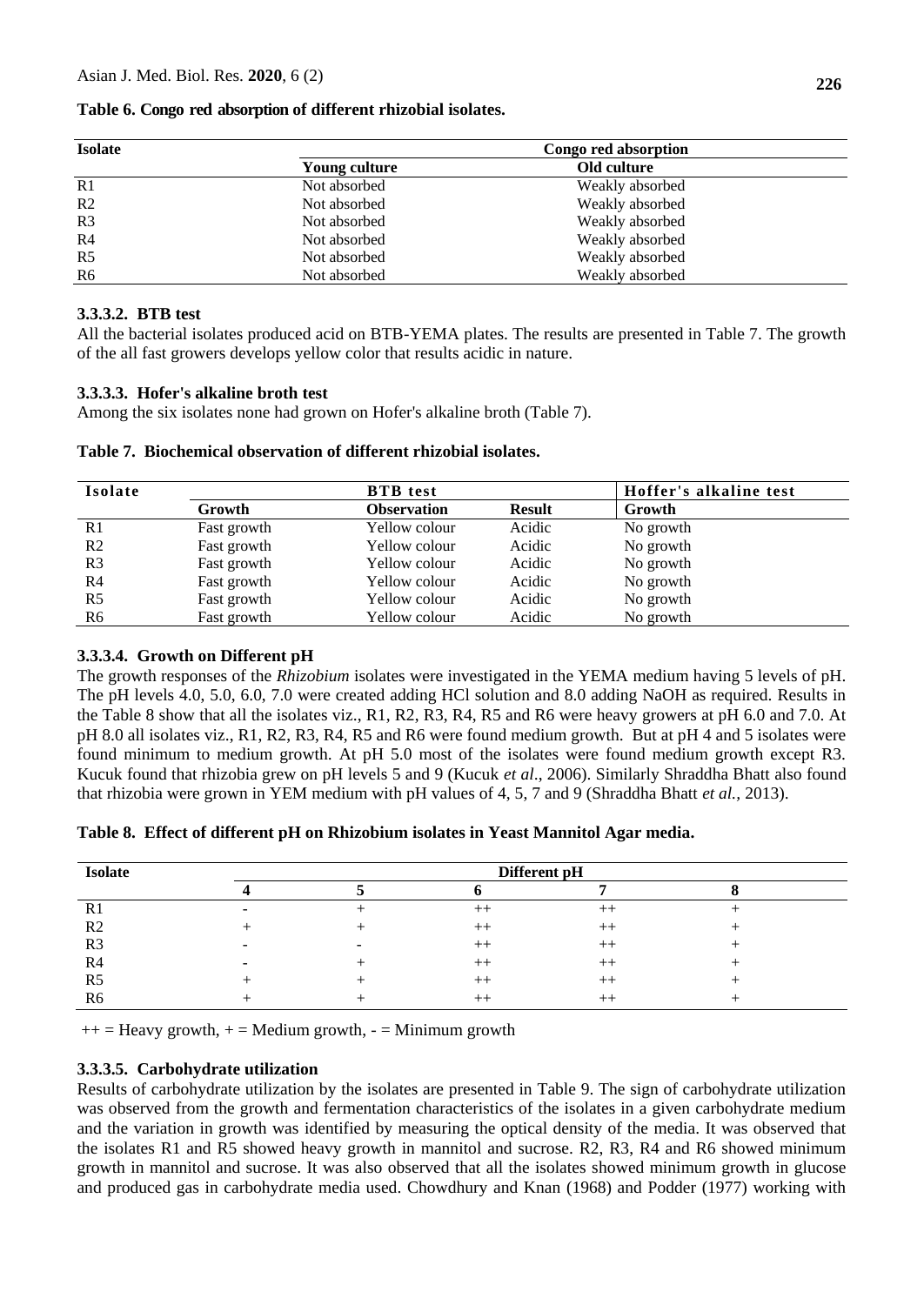**Table 6. Congo red absorption of different rhizobial isolates.**

| Isolate | Congo red absorption | |
|---|---|---|
| | Young culture | Old culture |
| R1 | Not absorbed | Weakly absorbed |
| R2 | Not absorbed | Weakly absorbed |
| R3 | Not absorbed | Weakly absorbed |
| R4 | Not absorbed | Weakly absorbed |
| R5 | Not absorbed | Weakly absorbed |
| R6 | Not absorbed | Weakly absorbed |

#### 3.3.3.2. BTB test

All the bacterial isolates produced acid on BTB-YEMA plates. The results are presented in Table 7. The growth of the all fast growers develops yellow color that results acidic in nature.

#### 3.3.3.3. Hofer's alkaline broth test

Among the six isolates none had grown on Hofer's alkaline broth (Table 7).

**Table 7. Biochemical observation of different rhizobial isolates.**

| Isolate | BTB test | | | Hoffer's alkaline test |
|---|---|---|---|---|
| | Growth | Observation | Result | Growth |
| R1 | Fast growth | Yellow colour | Acidic | No growth |
| R2 | Fast growth | Yellow colour | Acidic | No growth |
| R3 | Fast growth | Yellow colour | Acidic | No growth |
| R4 | Fast growth | Yellow colour | Acidic | No growth |
| R5 | Fast growth | Yellow colour | Acidic | No growth |
| R6 | Fast growth | Yellow colour | Acidic | No growth |

#### 3.3.3.4. Growth on Different pH

The growth responses of the *Rhizobium* isolates were investigated in the YEMA medium having 5 levels of pH. The pH levels 4.0, 5.0, 6.0, 7.0 were created adding HCl solution and 8.0 adding NaOH as required. Results in the Table 8 show that all the isolates viz., R1, R2, R3, R4, R5 and R6 were heavy growers at pH 6.0 and 7.0. At pH 8.0 all isolates viz., R1, R2, R3, R4, R5 and R6 were found medium growth. But at pH 4 and 5 isolates were found minimum to medium growth. At pH 5.0 most of the isolates were found medium growth except R3. Kucuk found that rhizobia grew on pH levels 5 and 9 (Kucuk *et al*., 2006). Similarly Shraddha Bhatt also found that rhizobia were grown in YEM medium with pH values of 4, 5, 7 and 9 (Shraddha Bhatt *et al.,* 2013).

**Table 8. Effect of different pH on Rhizobium isolates in Yeast Mannitol Agar media.**

| Isolate | Different pH | | | | |
|---|---|---|---|---|---|
| | 4 | 5 | 6 | 7 | 8 |
| R1 | - | + | ++ | ++ | + |
| R2 | + | + | ++ | ++ | + |
| R3 | - | - | ++ | ++ | + |
| R4 | - | + | ++ | ++ | + |
| R5 | + | + | ++ | ++ | + |
| R6 | + | + | ++ | ++ | + |

++ = Heavy growth, + = Medium growth, - = Minimum growth

#### 3.3.3.5. Carbohydrate utilization

Results of carbohydrate utilization by the isolates are presented in Table 9. The sign of carbohydrate utilization was observed from the growth and fermentation characteristics of the isolates in a given carbohydrate medium and the variation in growth was identified by measuring the optical density of the media. It was observed that the isolates R1 and R5 showed heavy growth in mannitol and sucrose. R2, R3, R4 and R6 showed minimum growth in mannitol and sucrose. It was also observed that all the isolates showed minimum growth in glucose and produced gas in carbohydrate media used. Chowdhury and Knan (1968) and Podder (1977) working with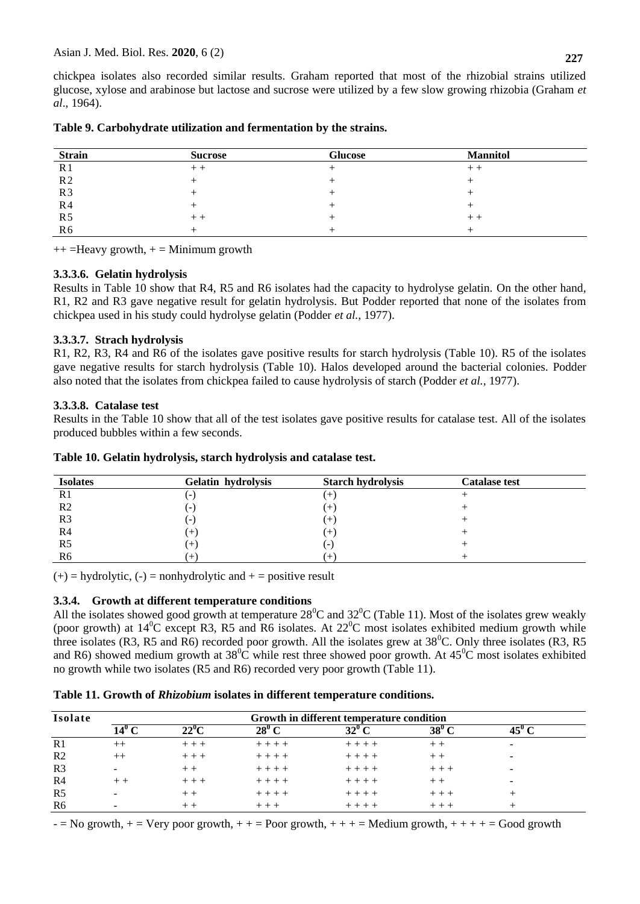chickpea isolates also recorded similar results. Graham reported that most of the rhizobial strains utilized glucose, xylose and arabinose but lactose and sucrose were utilized by a few slow growing rhizobia (Graham *et al*., 1964).

**Table 9. Carbohydrate utilization and fermentation by the strains.**

| Strain | Sucrose | Glucose | Mannitol |
| --- | --- | --- | --- |
| R1 | + + | + | + + |
| R2 | + | + | + |
| R3 | + | + | + |
| R4 | + | + | + |
| R5 | + + | + | + + |
| R6 | + | + | + |

++ =Heavy growth, + = Minimum growth

### 3.3.3.6. Gelatin hydrolysis

Results in Table 10 show that R4, R5 and R6 isolates had the capacity to hydrolyse gelatin. On the other hand, R1, R2 and R3 gave negative result for gelatin hydrolysis. But Podder reported that none of the isolates from chickpea used in his study could hydrolyse gelatin (Podder *et al.*, 1977).

### 3.3.3.7. Strach hydrolysis

R1, R2, R3, R4 and R6 of the isolates gave positive results for starch hydrolysis (Table 10). R5 of the isolates gave negative results for starch hydrolysis (Table 10). Halos developed around the bacterial colonies. Podder also noted that the isolates from chickpea failed to cause hydrolysis of starch (Podder *et al.*, 1977).

### 3.3.3.8. Catalase test

Results in the Table 10 show that all of the test isolates gave positive results for catalase test. All of the isolates produced bubbles within a few seconds.

**Table 10. Gelatin hydrolysis, starch hydrolysis and catalase test.**

| Isolates | Gelatin hydrolysis | Starch hydrolysis | Catalase test |
| --- | --- | --- | --- |
| R1 | (-) | (+) | + |
| R2 | (-) | (+) | + |
| R3 | (-) | (+) | + |
| R4 | (+) | (+) | + |
| R5 | (+) | (-) | + |
| R6 | (+) | (+) | + |

(+) = hydrolytic, (-) = nonhydrolytic and + = positive result

### 3.3.4. Growth at different temperature conditions

All the isolates showed good growth at temperature $28^0$C and $32^0$C (Table 11). Most of the isolates grew weakly (poor growth) at $14^0$C except R3, R5 and R6 isolates. At $22^0$C most isolates exhibited medium growth while three isolates (R3, R5 and R6) recorded poor growth. All the isolates grew at $38^0$C. Only three isolates (R3, R5 and R6) showed medium growth at $38^0$C while rest three showed poor growth. At $45^0$C most isolates exhibited no growth while two isolates (R5 and R6) recorded very poor growth (Table 11).

**Table 11. Growth of *Rhizobium* isolates in different temperature conditions.**

| Isolate | Growth in different temperature condition | | | | | |
| --- | --- | --- | --- | --- | --- | --- |
| | $14^0$ C | $22^0$C | $28^0$ C | $32^0$ C | $38^0$ C | $45^0$ C |
| R1 | ++ | + + + | + + + + | + + + + | + + | - |
| R2 | ++ | + + + | + + + + | + + + + | + + | - |
| R3 | - | + + | + + + + | + + + + | + + + | - |
| R4 | + + | + + + | + + + + | + + + + | + + | - |
| R5 | - | + + | + + + + | + + + + | + + + | + |
| R6 | - | + + | + + + | + + + + | + + + | + |

- = No growth, + = Very poor growth, + + = Poor growth, + + + = Medium growth, + + + + = Good growth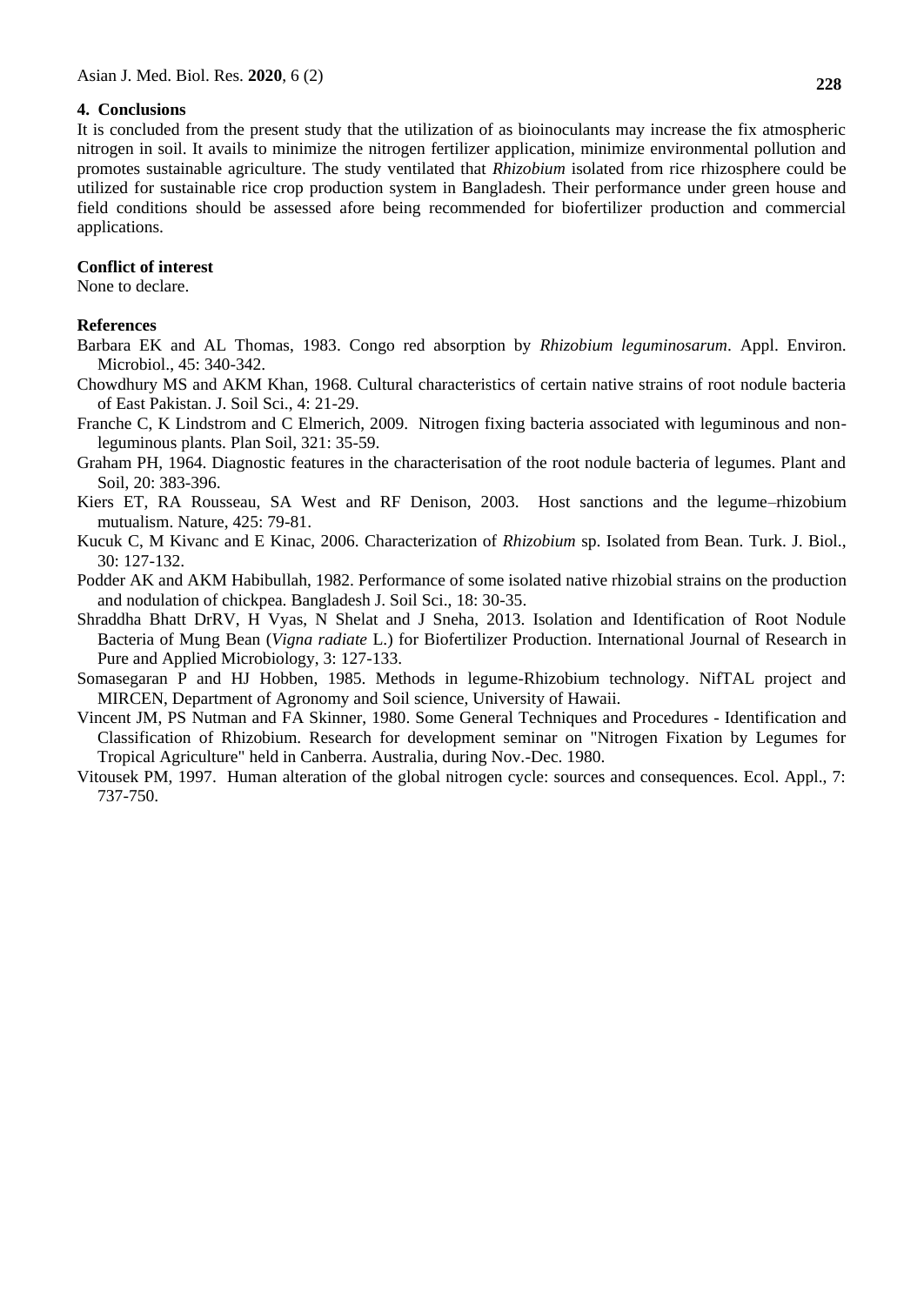## 4. Conclusions

It is concluded from the present study that the utilization of as bioinoculants may increase the fix atmospheric nitrogen in soil. It avails to minimize the nitrogen fertilizer application, minimize environmental pollution and promotes sustainable agriculture. The study ventilated that *Rhizobium* isolated from rice rhizosphere could be utilized for sustainable rice crop production system in Bangladesh. Their performance under green house and field conditions should be assessed afore being recommended for biofertilizer production and commercial applications.

**Conflict of interest**

None to declare.

**References**

Barbara EK and AL Thomas, 1983. Congo red absorption by *Rhizobium leguminosarum*. Appl. Environ. Microbiol., 45: 340-342.

Chowdhury MS and AKM Khan, 1968. Cultural characteristics of certain native strains of root nodule bacteria of East Pakistan. J. Soil Sci., 4: 21-29.

Franche C, K Lindstrom and C Elmerich, 2009. Nitrogen fixing bacteria associated with leguminous and non-leguminous plants. Plan Soil, 321: 35-59.

Graham PH, 1964. Diagnostic features in the characterisation of the root nodule bacteria of legumes. Plant and Soil, 20: 383-396.

Kiers ET, RA Rousseau, SA West and RF Denison, 2003. Host sanctions and the legume–rhizobium mutualism. Nature, 425: 79-81.

Kucuk C, M Kivanc and E Kinac, 2006. Characterization of *Rhizobium* sp. Isolated from Bean. Turk. J. Biol., 30: 127-132.

Podder AK and AKM Habibullah, 1982. Performance of some isolated native rhizobial strains on the production and nodulation of chickpea. Bangladesh J. Soil Sci., 18: 30-35.

Shraddha Bhatt DrRV, H Vyas, N Shelat and J Sneha, 2013. Isolation and Identification of Root Nodule Bacteria of Mung Bean (*Vigna radiate* L.) for Biofertilizer Production. International Journal of Research in Pure and Applied Microbiology, 3: 127-133.

Somasegaran P and HJ Hobben, 1985. Methods in legume-Rhizobium technology. NifTAL project and MIRCEN, Department of Agronomy and Soil science, University of Hawaii.

Vincent JM, PS Nutman and FA Skinner, 1980. Some General Techniques and Procedures - Identification and Classification of Rhizobium. Research for development seminar on "Nitrogen Fixation by Legumes for Tropical Agriculture" held in Canberra. Australia, during Nov.-Dec. 1980.

Vitousek PM, 1997. Human alteration of the global nitrogen cycle: sources and consequences. Ecol. Appl., 7: 737-750.